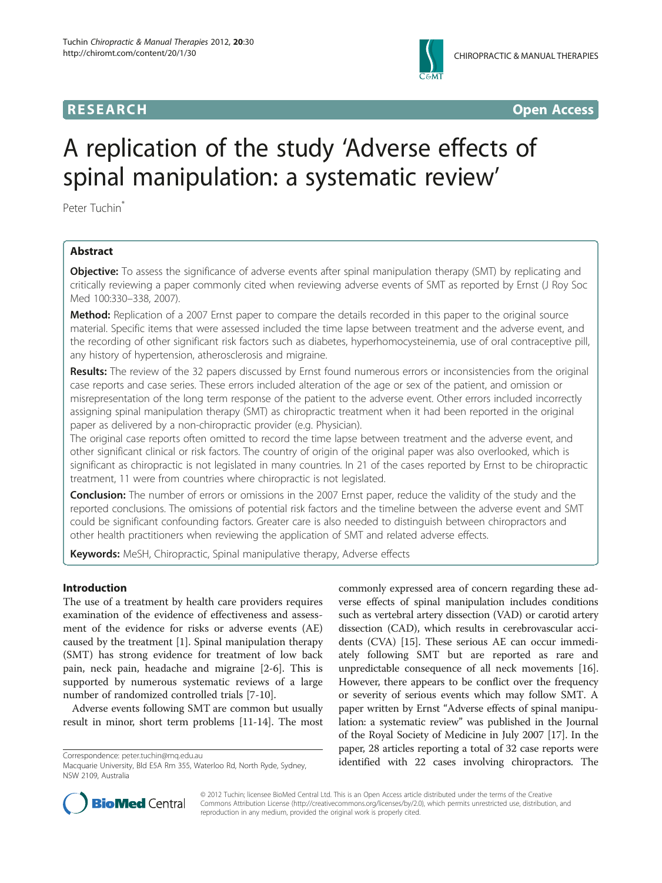**RESEARCH** **Open Access**

# A replication of the study 'Adverse effects of spinal manipulation: a systematic review'

Peter Tuchin*

## Abstract

**Objective:** To assess the significance of adverse events after spinal manipulation therapy (SMT) by replicating and critically reviewing a paper commonly cited when reviewing adverse events of SMT as reported by Ernst (J Roy Soc Med 100:330–338, 2007).

**Method:** Replication of a 2007 Ernst paper to compare the details recorded in this paper to the original source material. Specific items that were assessed included the time lapse between treatment and the adverse event, and the recording of other significant risk factors such as diabetes, hyperhomocysteinemia, use of oral contraceptive pill, any history of hypertension, atherosclerosis and migraine.

**Results:** The review of the 32 papers discussed by Ernst found numerous errors or inconsistencies from the original case reports and case series. These errors included alteration of the age or sex of the patient, and omission or misrepresentation of the long term response of the patient to the adverse event. Other errors included incorrectly assigning spinal manipulation therapy (SMT) as chiropractic treatment when it had been reported in the original paper as delivered by a non-chiropractic provider (e.g. Physician).

The original case reports often omitted to record the time lapse between treatment and the adverse event, and other significant clinical or risk factors. The country of origin of the original paper was also overlooked, which is significant as chiropractic is not legislated in many countries. In 21 of the cases reported by Ernst to be chiropractic treatment, 11 were from countries where chiropractic is not legislated.

**Conclusion:** The number of errors or omissions in the 2007 Ernst paper, reduce the validity of the study and the reported conclusions. The omissions of potential risk factors and the timeline between the adverse event and SMT could be significant confounding factors. Greater care is also needed to distinguish between chiropractors and other health practitioners when reviewing the application of SMT and related adverse effects.

**Keywords:** MeSH, Chiropractic, Spinal manipulative therapy, Adverse effects

## Introduction

The use of a treatment by health care providers requires examination of the evidence of effectiveness and assessment of the evidence for risks or adverse events (AE) caused by the treatment [1]. Spinal manipulation therapy (SMT) has strong evidence for treatment of low back pain, neck pain, headache and migraine [2-6]. This is supported by numerous systematic reviews of a large number of randomized controlled trials [7-10].

Adverse events following SMT are common but usually result in minor, short term problems [11-14]. The most commonly expressed area of concern regarding these adverse effects of spinal manipulation includes conditions such as vertebral artery dissection (VAD) or carotid artery dissection (CAD), which results in cerebrovascular accidents (CVA) [15]. These serious AE can occur immediately following SMT but are reported as rare and unpredictable consequence of all neck movements [16]. However, there appears to be conflict over the frequency or severity of serious events which may follow SMT. A paper written by Ernst "Adverse effects of spinal manipulation: a systematic review" was published in the Journal of the Royal Society of Medicine in July 2007 [17]. In the paper, 28 articles reporting a total of 32 case reports were identified with 22 cases involving chiropractors. The

Correspondence: peter.tuchin@mq.edu.au
Macquarie University, Bld E5A Rm 355, Waterloo Rd, North Ryde, Sydney, NSW 2109, Australia

© 2012 Tuchin; licensee BioMed Central Ltd. This is an Open Access article distributed under the terms of the Creative Commons Attribution License (http://creativecommons.org/licenses/by/2.0), which permits unrestricted use, distribution, and reproduction in any medium, provided the original work is properly cited.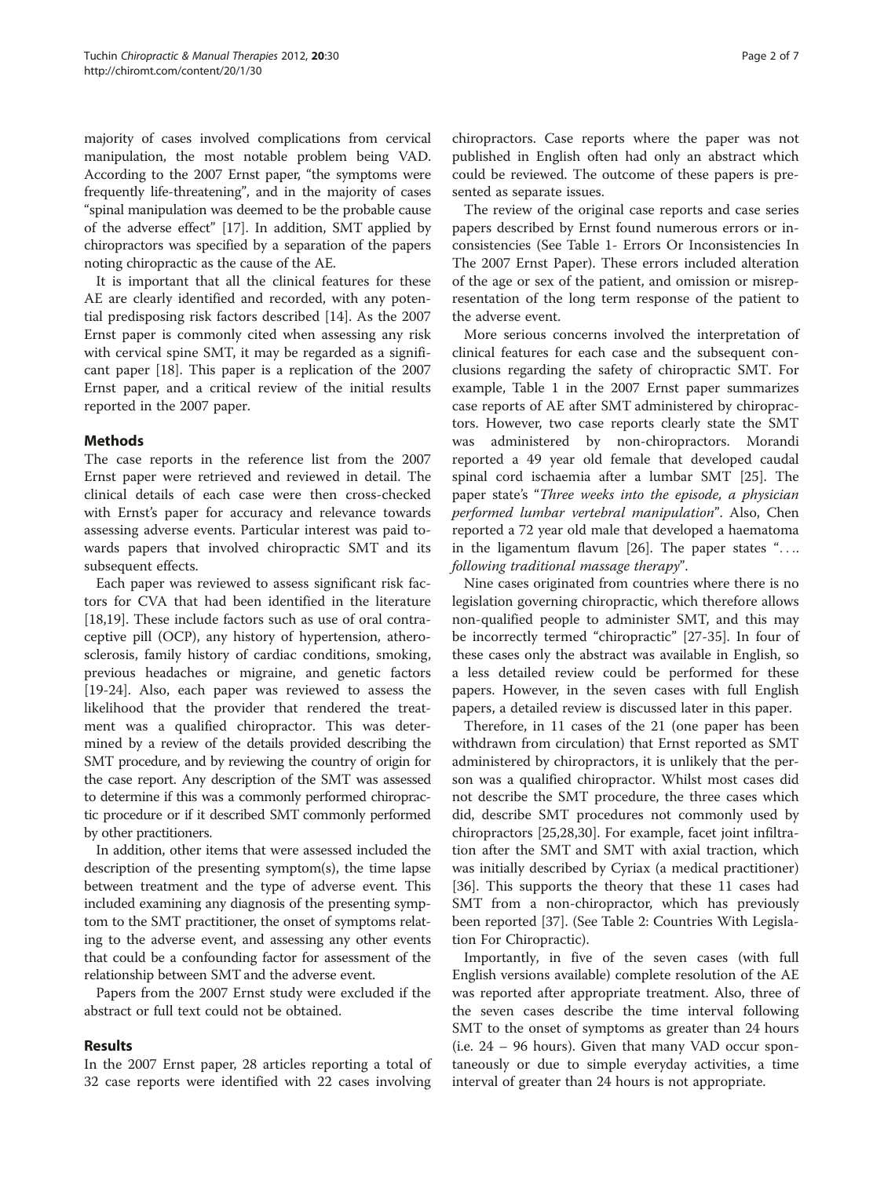majority of cases involved complications from cervical manipulation, the most notable problem being VAD. According to the 2007 Ernst paper, "the symptoms were frequently life-threatening", and in the majority of cases "spinal manipulation was deemed to be the probable cause of the adverse effect" [17]. In addition, SMT applied by chiropractors was specified by a separation of the papers noting chiropractic as the cause of the AE.

It is important that all the clinical features for these AE are clearly identified and recorded, with any potential predisposing risk factors described [14]. As the 2007 Ernst paper is commonly cited when assessing any risk with cervical spine SMT, it may be regarded as a significant paper [18]. This paper is a replication of the 2007 Ernst paper, and a critical review of the initial results reported in the 2007 paper.

## Methods

The case reports in the reference list from the 2007 Ernst paper were retrieved and reviewed in detail. The clinical details of each case were then cross-checked with Ernst's paper for accuracy and relevance towards assessing adverse events. Particular interest was paid towards papers that involved chiropractic SMT and its subsequent effects.

Each paper was reviewed to assess significant risk factors for CVA that had been identified in the literature [18,19]. These include factors such as use of oral contraceptive pill (OCP), any history of hypertension, atherosclerosis, family history of cardiac conditions, smoking, previous headaches or migraine, and genetic factors [19-24]. Also, each paper was reviewed to assess the likelihood that the provider that rendered the treatment was a qualified chiropractor. This was determined by a review of the details provided describing the SMT procedure, and by reviewing the country of origin for the case report. Any description of the SMT was assessed to determine if this was a commonly performed chiropractic procedure or if it described SMT commonly performed by other practitioners.

In addition, other items that were assessed included the description of the presenting symptom(s), the time lapse between treatment and the type of adverse event. This included examining any diagnosis of the presenting symptom to the SMT practitioner, the onset of symptoms relating to the adverse event, and assessing any other events that could be a confounding factor for assessment of the relationship between SMT and the adverse event.

Papers from the 2007 Ernst study were excluded if the abstract or full text could not be obtained.

## Results

In the 2007 Ernst paper, 28 articles reporting a total of 32 case reports were identified with 22 cases involving chiropractors. Case reports where the paper was not published in English often had only an abstract which could be reviewed. The outcome of these papers is presented as separate issues.

The review of the original case reports and case series papers described by Ernst found numerous errors or inconsistencies (See Table 1- Errors Or Inconsistencies In The 2007 Ernst Paper). These errors included alteration of the age or sex of the patient, and omission or misrepresentation of the long term response of the patient to the adverse event.

More serious concerns involved the interpretation of clinical features for each case and the subsequent conclusions regarding the safety of chiropractic SMT. For example, Table 1 in the 2007 Ernst paper summarizes case reports of AE after SMT administered by chiropractors. However, two case reports clearly state the SMT was administered by non-chiropractors. Morandi reported a 49 year old female that developed caudal spinal cord ischaemia after a lumbar SMT [25]. The paper state's "*Three weeks into the episode, a physician performed lumbar vertebral manipulation*". Also, Chen reported a 72 year old male that developed a haematoma in the ligamentum flavum [26]. The paper states "*…. following traditional massage therapy*".

Nine cases originated from countries where there is no legislation governing chiropractic, which therefore allows non-qualified people to administer SMT, and this may be incorrectly termed "chiropractic" [27-35]. In four of these cases only the abstract was available in English, so a less detailed review could be performed for these papers. However, in the seven cases with full English papers, a detailed review is discussed later in this paper.

Therefore, in 11 cases of the 21 (one paper has been withdrawn from circulation) that Ernst reported as SMT administered by chiropractors, it is unlikely that the person was a qualified chiropractor. Whilst most cases did not describe the SMT procedure, the three cases which did, describe SMT procedures not commonly used by chiropractors [25,28,30]. For example, facet joint infiltration after the SMT and SMT with axial traction, which was initially described by Cyriax (a medical practitioner) [36]. This supports the theory that these 11 cases had SMT from a non-chiropractor, which has previously been reported [37]. (See Table 2: Countries With Legislation For Chiropractic).

Importantly, in five of the seven cases (with full English versions available) complete resolution of the AE was reported after appropriate treatment. Also, three of the seven cases describe the time interval following SMT to the onset of symptoms as greater than 24 hours (i.e. 24 – 96 hours). Given that many VAD occur spontaneously or due to simple everyday activities, a time interval of greater than 24 hours is not appropriate.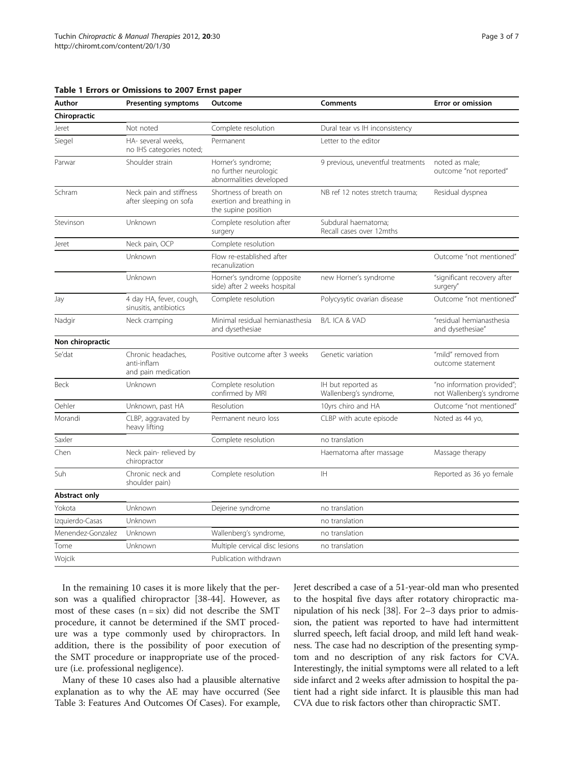**Table 1 Errors or Omissions to 2007 Ernst paper**

| Author | Presenting symptoms | Outcome | Comments | Error or omission |
|---|---|---|---|---|
| **Chiropractic** | | | | |
| Jeret | Not noted | Complete resolution | Dural tear vs IH inconsistency | |
| Siegel | HA- several weeks, no IHS categories noted; | Permanent | Letter to the editor | |
| Parwar | Shoulder strain | Horner's syndrome; no further neurologic abnormalities developed | 9 previous, uneventful treatments | noted as male; outcome "not reported" |
| Schram | Neck pain and stiffness after sleeping on sofa | Shortness of breath on exertion and breathing in the supine position | NB ref 12 notes stretch trauma; | Residual dyspnea |
| Stevinson | Unknown | Complete resolution after surgery | Subdural haematoma; Recall cases over 12mths | |
| Jeret | Neck pain, OCP | Complete resolution | | |
| | Unknown | Flow re-established after recanulization | | Outcome "not mentioned" |
| | Unknown | Horner's syndrome (opposite side) after 2 weeks hospital | new Horner's syndrome | "significant recovery after surgery" |
| Jay | 4 day HA, fever, cough, sinusitis, antibiotics | Complete resolution | Polycysytic ovarian disease | Outcome "not mentioned" |
| Nadgir | Neck cramping | Minimal residual hemianasthesia and dysethesiae | B/L ICA & VAD | "residual hemianasthesia and dysethesiae" |
| **Non chiropractic** | | | | |
| Se'dat | Chronic headaches, anti-inflam and pain medication | Positive outcome after 3 weeks | Genetic variation | "mild" removed from outcome statement |
| Beck | Unknown | Complete resolution confirmed by MRI | IH but reported as Wallenberg's syndrome, | "no information provided"; not Wallenberg's syndrome |
| Oehler | Unknown, past HA | Resolution | 10yrs chiro and HA | Outcome "not mentioned" |
| Morandi | CLBP, aggravated by heavy lifting | Permanent neuro loss | CLBP with acute episode | Noted as 44 yo, |
| Saxler | | Complete resolution | no translation | |
| Chen | Neck pain- relieved by chiropractor | | Haematoma after massage | Massage therapy |
| Suh | Chronic neck and shoulder pain) | Complete resolution | IH | Reported as 36 yo female |
| **Abstract only** | | | | |
| Yokota | Unknown | Dejerine syndrome | no translation | |
| Izquierdo-Casas | Unknown | | no translation | |
| Menendez-Gonzalez | Unknown | Wallenberg's syndrome, | no translation | |
| Tome | Unknown | Multiple cervical disc lesions | no translation | |
| Wojcik | | Publication withdrawn | | |

In the remaining 10 cases it is more likely that the person was a qualified chiropractor [38-44]. However, as most of these cases (n = six) did not describe the SMT procedure, it cannot be determined if the SMT procedure was a type commonly used by chiropractors. In addition, there is the possibility of poor execution of the SMT procedure or inappropriate use of the procedure (i.e. professional negligence).

Many of these 10 cases also had a plausible alternative explanation as to why the AE may have occurred (See Table 3: Features And Outcomes Of Cases). For example, Jeret described a case of a 51-year-old man who presented to the hospital five days after rotatory chiropractic manipulation of his neck [38]. For 2–3 days prior to admission, the patient was reported to have had intermittent slurred speech, left facial droop, and mild left hand weakness. The case had no description of the presenting symptom and no description of any risk factors for CVA. Interestingly, the initial symptoms were all related to a left side infarct and 2 weeks after admission to hospital the patient had a right side infarct. It is plausible this man had CVA due to risk factors other than chiropractic SMT.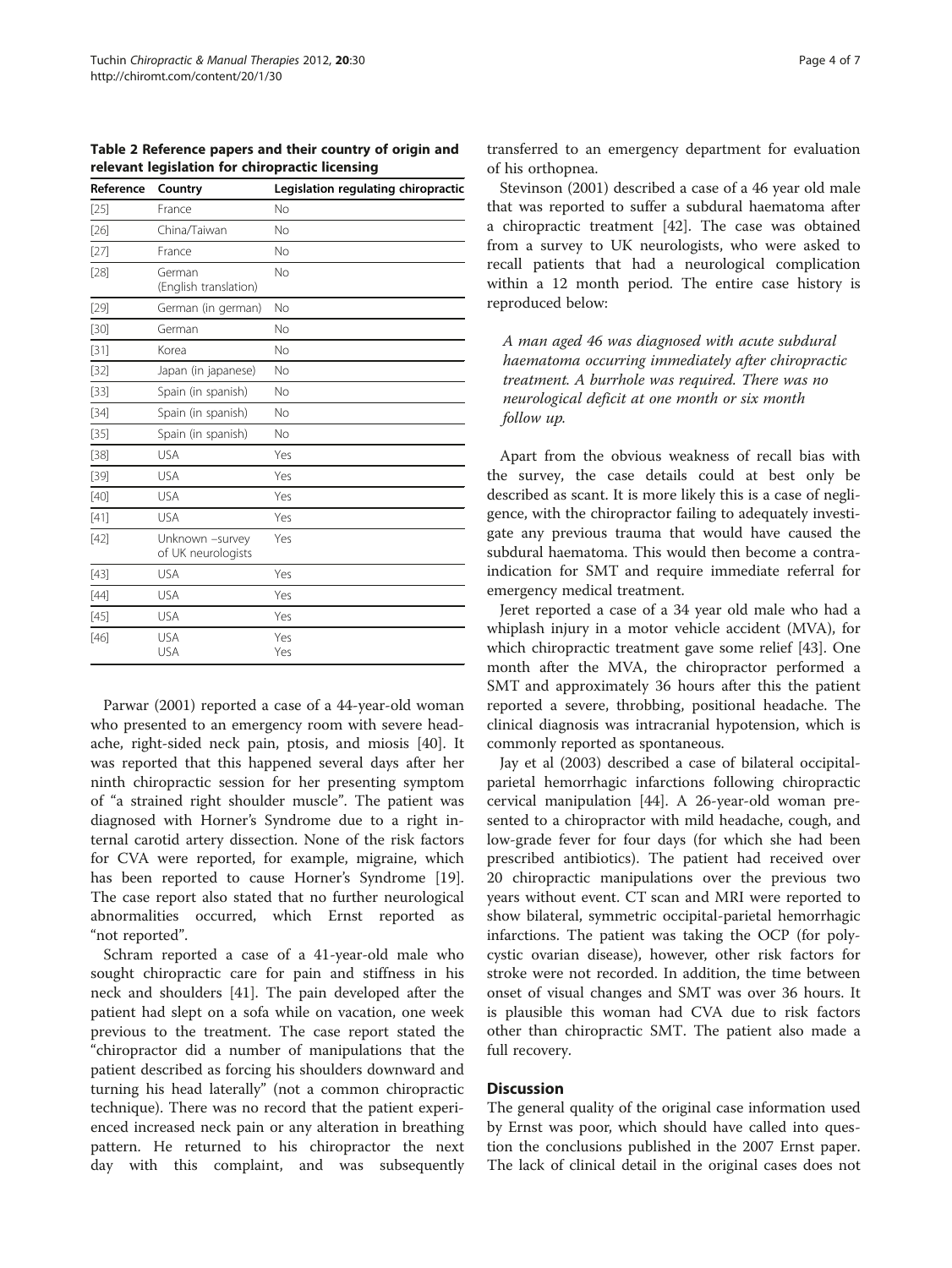**Table 2 Reference papers and their country of origin and relevant legislation for chiropractic licensing**

| Reference | Country | Legislation regulating chiropractic |
|---|---|---|
| [25] | France | No |
| [26] | China/Taiwan | No |
| [27] | France | No |
| [28] | German (English translation) | No |
| [29] | German (in german) | No |
| [30] | German | No |
| [31] | Korea | No |
| [32] | Japan (in japanese) | No |
| [33] | Spain (in spanish) | No |
| [34] | Spain (in spanish) | No |
| [35] | Spain (in spanish) | No |
| [38] | USA | Yes |
| [39] | USA | Yes |
| [40] | USA | Yes |
| [41] | USA | Yes |
| [42] | Unknown –survey of UK neurologists | Yes |
| [43] | USA | Yes |
| [44] | USA | Yes |
| [45] | USA | Yes |
| [46] | USA<br>USA | Yes<br>Yes |

Parwar (2001) reported a case of a 44-year-old woman who presented to an emergency room with severe headache, right-sided neck pain, ptosis, and miosis [40]. It was reported that this happened several days after her ninth chiropractic session for her presenting symptom of "a strained right shoulder muscle". The patient was diagnosed with Horner's Syndrome due to a right internal carotid artery dissection. None of the risk factors for CVA were reported, for example, migraine, which has been reported to cause Horner's Syndrome [19]. The case report also stated that no further neurological abnormalities occurred, which Ernst reported as "not reported".

Schram reported a case of a 41-year-old male who sought chiropractic care for pain and stiffness in his neck and shoulders [41]. The pain developed after the patient had slept on a sofa while on vacation, one week previous to the treatment. The case report stated the "chiropractor did a number of manipulations that the patient described as forcing his shoulders downward and turning his head laterally" (not a common chiropractic technique). There was no record that the patient experienced increased neck pain or any alteration in breathing pattern. He returned to his chiropractor the next day with this complaint, and was subsequently transferred to an emergency department for evaluation of his orthopnea.

Stevinson (2001) described a case of a 46 year old male that was reported to suffer a subdural haematoma after a chiropractic treatment [42]. The case was obtained from a survey to UK neurologists, who were asked to recall patients that had a neurological complication within a 12 month period. The entire case history is reproduced below:

> *A man aged 46 was diagnosed with acute subdural haematoma occurring immediately after chiropractic treatment. A burrhole was required. There was no neurological deficit at one month or six month follow up.*

Apart from the obvious weakness of recall bias with the survey, the case details could at best only be described as scant. It is more likely this is a case of negligence, with the chiropractor failing to adequately investigate any previous trauma that would have caused the subdural haematoma. This would then become a contraindication for SMT and require immediate referral for emergency medical treatment.

Jeret reported a case of a 34 year old male who had a whiplash injury in a motor vehicle accident (MVA), for which chiropractic treatment gave some relief [43]. One month after the MVA, the chiropractor performed a SMT and approximately 36 hours after this the patient reported a severe, throbbing, positional headache. The clinical diagnosis was intracranial hypotension, which is commonly reported as spontaneous.

Jay et al (2003) described a case of bilateral occipital-parietal hemorrhagic infarctions following chiropractic cervical manipulation [44]. A 26-year-old woman presented to a chiropractor with mild headache, cough, and low-grade fever for four days (for which she had been prescribed antibiotics). The patient had received over 20 chiropractic manipulations over the previous two years without event. CT scan and MRI were reported to show bilateral, symmetric occipital-parietal hemorrhagic infarctions. The patient was taking the OCP (for polycystic ovarian disease), however, other risk factors for stroke were not recorded. In addition, the time between onset of visual changes and SMT was over 36 hours. It is plausible this woman had CVA due to risk factors other than chiropractic SMT. The patient also made a full recovery.

## Discussion

The general quality of the original case information used by Ernst was poor, which should have called into question the conclusions published in the 2007 Ernst paper. The lack of clinical detail in the original cases does not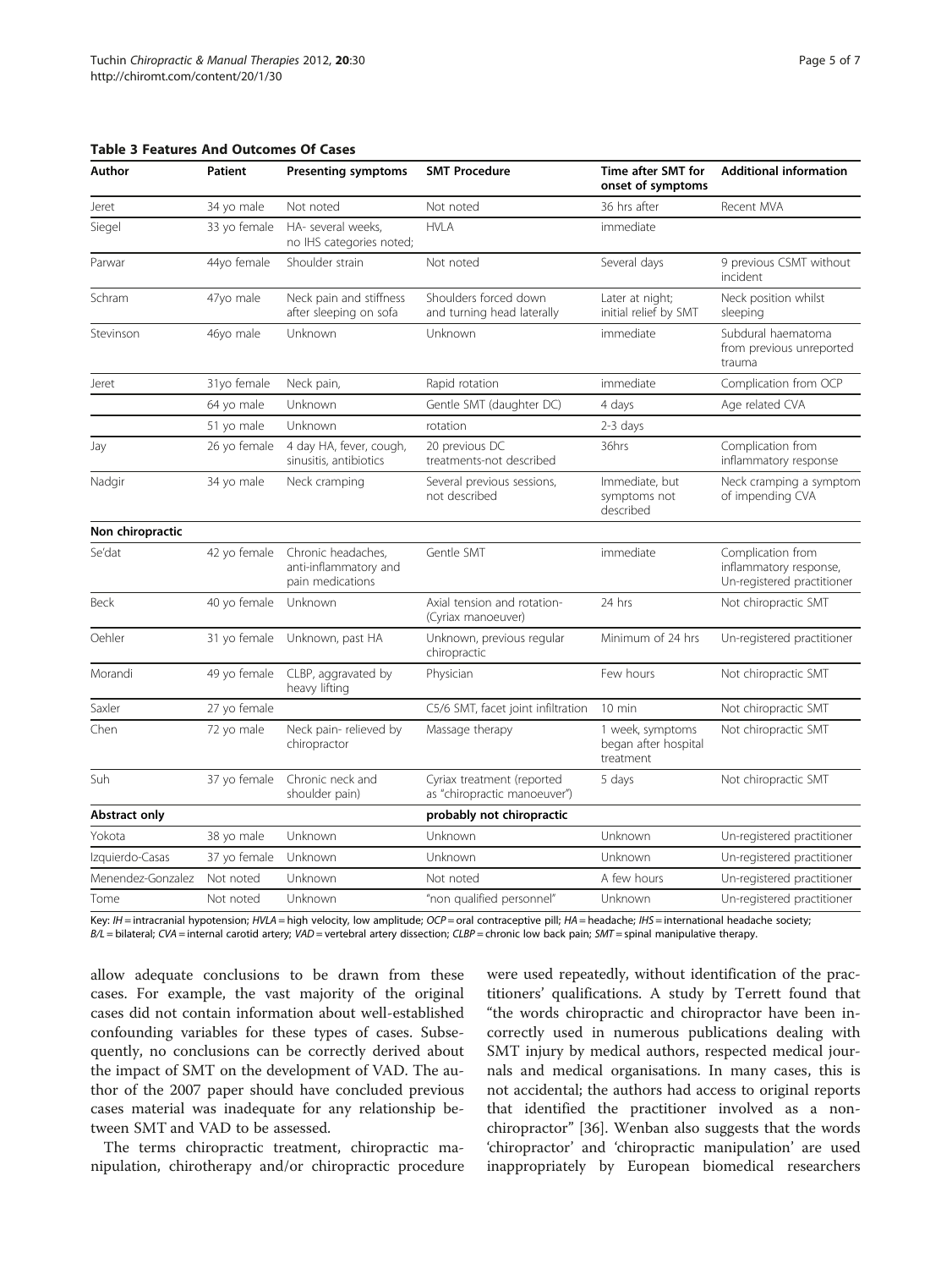**Table 3 Features And Outcomes Of Cases**

| Author | Patient | Presenting symptoms | SMT Procedure | Time after SMT for onset of symptoms | Additional information |
|---|---|---|---|---|---|
| Jeret | 34 yo male | Not noted | Not noted | 36 hrs after | Recent MVA |
| Siegel | 33 yo female | HA- several weeks, no IHS categories noted; | HVLA | immediate | |
| Parwar | 44yo female | Shoulder strain | Not noted | Several days | 9 previous CSMT without incident |
| Schram | 47yo male | Neck pain and stiffness after sleeping on sofa | Shoulders forced down and turning head laterally | Later at night; initial relief by SMT | Neck position whilst sleeping |
| Stevinson | 46yo male | Unknown | Unknown | immediate | Subdural haematoma from previous unreported trauma |
| Jeret | 31yo female | Neck pain, | Rapid rotation | immediate | Complication from OCP |
| | 64 yo male | Unknown | Gentle SMT (daughter DC) | 4 days | Age related CVA |
| | 51 yo male | Unknown | rotation | 2-3 days | |
| Jay | 26 yo female | 4 day HA, fever, cough, sinusitis, antibiotics | 20 previous DC treatments-not described | 36hrs | Complication from inflammatory response |
| Nadgir | 34 yo male | Neck cramping | Several previous sessions, not described | Immediate, but symptoms not described | Neck cramping a symptom of impending CVA |
| **Non chiropractic** | | | | | |
| Se'dat | 42 yo female | Chronic headaches, anti-inflammatory and pain medications | Gentle SMT | immediate | Complication from inflammatory response, Un-registered practitioner |
| Beck | 40 yo female | Unknown | Axial tension and rotation- (Cyriax manoeuver) | 24 hrs | Not chiropractic SMT |
| Oehler | 31 yo female | Unknown, past HA | Unknown, previous regular chiropractic | Minimum of 24 hrs | Un-registered practitioner |
| Morandi | 49 yo female | CLBP, aggravated by heavy lifting | Physician | Few hours | Not chiropractic SMT |
| Saxler | 27 yo female | | C5/6 SMT, facet joint infiltration | 10 min | Not chiropractic SMT |
| Chen | 72 yo male | Neck pain- relieved by chiropractor | Massage therapy | 1 week, symptoms began after hospital treatment | Not chiropractic SMT |
| Suh | 37 yo female | Chronic neck and shoulder pain) | Cyriax treatment (reported as "chiropractic manoeuver") | 5 days | Not chiropractic SMT |
| **Abstract only** | | | **probably not chiropractic** | | |
| Yokota | 38 yo male | Unknown | Unknown | Unknown | Un-registered practitioner |
| Izquierdo-Casas | 37 yo female | Unknown | Unknown | Unknown | Un-registered practitioner |
| Menendez-Gonzalez | Not noted | Unknown | Not noted | A few hours | Un-registered practitioner |
| Tome | Not noted | Unknown | "non qualified personnel" | Unknown | Un-registered practitioner |

Key: *IH* = intracranial hypotension; *HVLA* = high velocity, low amplitude; *OCP* = oral contraceptive pill; *HA* = headache; *IHS* = international headache society; *B/L* = bilateral; *CVA* = internal carotid artery; *VAD* = vertebral artery dissection; *CLBP* = chronic low back pain; *SMT* = spinal manipulative therapy.

allow adequate conclusions to be drawn from these cases. For example, the vast majority of the original cases did not contain information about well-established confounding variables for these types of cases. Subsequently, no conclusions can be correctly derived about the impact of SMT on the development of VAD. The author of the 2007 paper should have concluded previous cases material was inadequate for any relationship between SMT and VAD to be assessed.

The terms chiropractic treatment, chiropractic manipulation, chirotherapy and/or chiropractic procedure were used repeatedly, without identification of the practitioners' qualifications. A study by Terrett found that "the words chiropractic and chiropractor have been incorrectly used in numerous publications dealing with SMT injury by medical authors, respected medical journals and medical organisations. In many cases, this is not accidental; the authors had access to original reports that identified the practitioner involved as a non-chiropractor" [36]. Wenban also suggests that the words 'chiropractor' and 'chiropractic manipulation' are used inappropriately by European biomedical researchers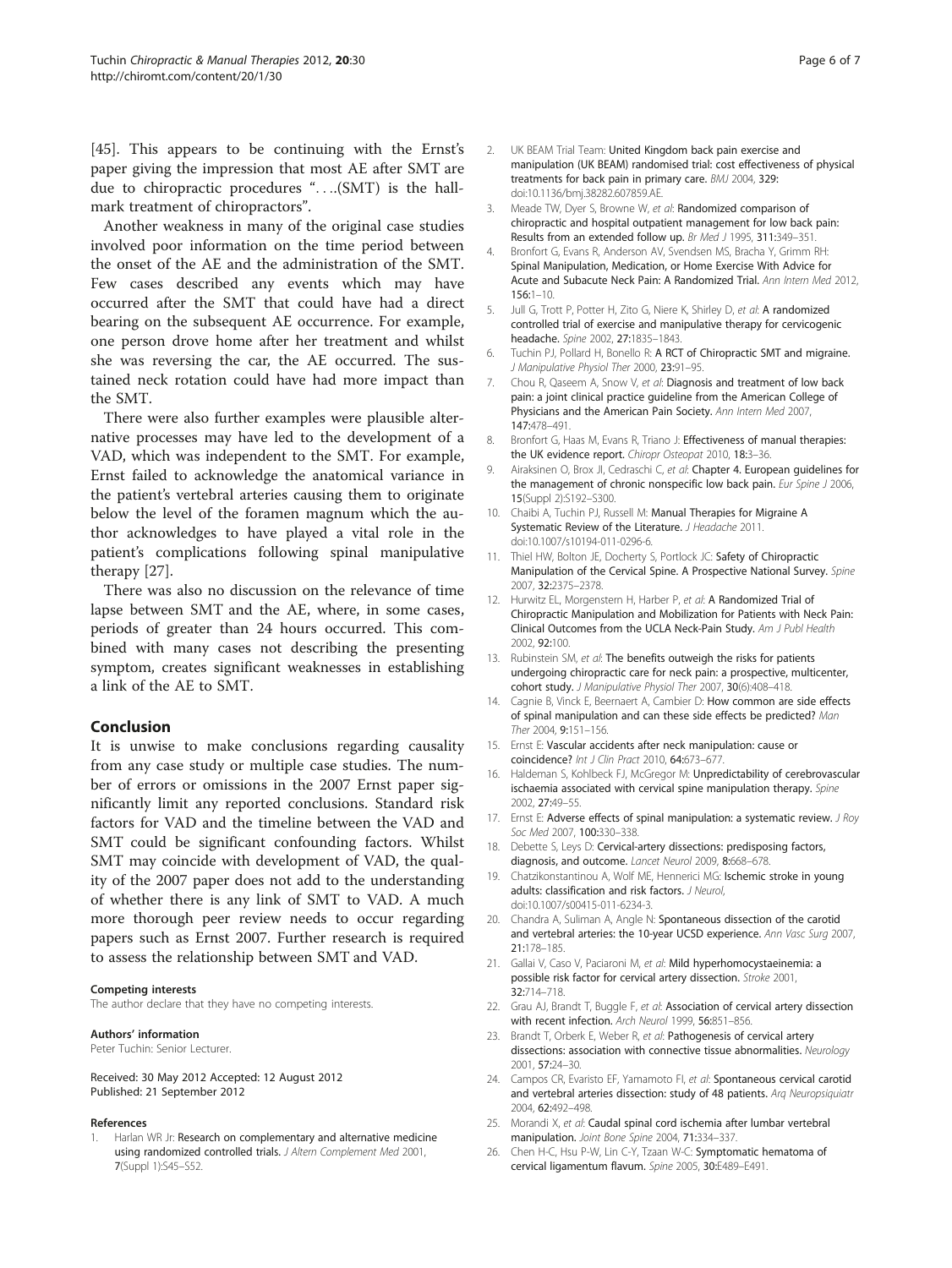[45]. This appears to be continuing with the Ernst's paper giving the impression that most AE after SMT are due to chiropractic procedures "….(SMT) is the hallmark treatment of chiropractors".

Another weakness in many of the original case studies involved poor information on the time period between the onset of the AE and the administration of the SMT. Few cases described any events which may have occurred after the SMT that could have had a direct bearing on the subsequent AE occurrence. For example, one person drove home after her treatment and whilst she was reversing the car, the AE occurred. The sustained neck rotation could have had more impact than the SMT.

There were also further examples were plausible alternative processes may have led to the development of a VAD, which was independent to the SMT. For example, Ernst failed to acknowledge the anatomical variance in the patient's vertebral arteries causing them to originate below the level of the foramen magnum which the author acknowledges to have played a vital role in the patient's complications following spinal manipulative therapy [27].

There was also no discussion on the relevance of time lapse between SMT and the AE, where, in some cases, periods of greater than 24 hours occurred. This combined with many cases not describing the presenting symptom, creates significant weaknesses in establishing a link of the AE to SMT.

## Conclusion

It is unwise to make conclusions regarding causality from any case study or multiple case studies. The number of errors or omissions in the 2007 Ernst paper significantly limit any reported conclusions. Standard risk factors for VAD and the timeline between the VAD and SMT could be significant confounding factors. Whilst SMT may coincide with development of VAD, the quality of the 2007 paper does not add to the understanding of whether there is any link of SMT to VAD. A much more thorough peer review needs to occur regarding papers such as Ernst 2007. Further research is required to assess the relationship between SMT and VAD.

#### Competing interests

The author declare that they have no competing interests.

#### Authors' information

Peter Tuchin: Senior Lecturer.

Received: 30 May 2012 Accepted: 12 August 2012
Published: 21 September 2012

#### References

1. Harlan WR Jr: **Research on complementary and alternative medicine using randomized controlled trials.** *J Altern Complement Med* 2001, **7**(Suppl 1):S45–S52.
2. UK BEAM Trial Team: **United Kingdom back pain exercise and manipulation (UK BEAM) randomised trial: cost effectiveness of physical treatments for back pain in primary care.** *BMJ* 2004, **329**: doi:10.1136/bmj.38282.607859.AE.
3. Meade TW, Dyer S, Browne W, *et al*: **Randomized comparison of chiropractic and hospital outpatient management for low back pain: Results from an extended follow up.** *Br Med J* 1995, **311**:349–351.
4. Bronfort G, Evans R, Anderson AV, Svendsen MS, Bracha Y, Grimm RH: **Spinal Manipulation, Medication, or Home Exercise With Advice for Acute and Subacute Neck Pain: A Randomized Trial.** *Ann Intern Med* 2012, **156**:1–10.
5. Jull G, Trott P, Potter H, Zito G, Niere K, Shirley D, *et al*: **A randomized controlled trial of exercise and manipulative therapy for cervicogenic headache.** *Spine* 2002, **27**:1835–1843.
6. Tuchin PJ, Pollard H, Bonello R: **A RCT of Chiropractic SMT and migraine.** *J Manipulative Physiol Ther* 2000, **23**:91–95.
7. Chou R, Qaseem A, Snow V, *et al*: **Diagnosis and treatment of low back pain: a joint clinical practice guideline from the American College of Physicians and the American Pain Society.** *Ann Intern Med* 2007, **147**:478–491.
8. Bronfort G, Haas M, Evans R, Triano J: **Effectiveness of manual therapies: the UK evidence report.** *Chiropr Osteopat* 2010, **18**:3–36.
9. Airaksinen O, Brox JI, Cedraschi C, *et al*: **Chapter 4. European guidelines for the management of chronic nonspecific low back pain.** *Eur Spine J* 2006, **15**(Suppl 2):S192–S300.
10. Chaibi A, Tuchin PJ, Russell M: **Manual Therapies for Migraine A Systematic Review of the Literature.** *J Headache* 2011. doi:10.1007/s10194-011-0296-6.
11. Thiel HW, Bolton JE, Docherty S, Portlock JC: **Safety of Chiropractic Manipulation of the Cervical Spine. A Prospective National Survey.** *Spine* 2007, **32**:2375–2378.
12. Hurwitz EL, Morgenstern H, Harber P, *et al*: **A Randomized Trial of Chiropractic Manipulation and Mobilization for Patients with Neck Pain: Clinical Outcomes from the UCLA Neck-Pain Study.** *Am J Publ Health* 2002, **92**:100.
13. Rubinstein SM, *et al*: **The benefits outweigh the risks for patients undergoing chiropractic care for neck pain: a prospective, multicenter, cohort study.** *J Manipulative Physiol Ther* 2007, **30**(6):408–418.
14. Cagnie B, Vinck E, Beernaert A, Cambier D: **How common are side effects of spinal manipulation and can these side effects be predicted?** *Man Ther* 2004, **9**:151–156.
15. Ernst E: **Vascular accidents after neck manipulation: cause or coincidence?** *Int J Clin Pract* 2010, **64**:673–677.
16. Haldeman S, Kohlbeck FJ, McGregor M: **Unpredictability of cerebrovascular ischaemia associated with cervical spine manipulation therapy.** *Spine* 2002, **27**:49–55.
17. Ernst E: **Adverse effects of spinal manipulation: a systematic review.** *J Roy Soc Med* 2007, **100**:330–338.
18. Debette S, Leys D: **Cervical-artery dissections: predisposing factors, diagnosis, and outcome.** *Lancet Neurol* 2009, **8**:668–678.
19. Chatzikonstantinou A, Wolf ME, Hennerici MG: **Ischemic stroke in young adults: classification and risk factors.** *J Neurol,* doi:10.1007/s00415-011-6234-3.
20. Chandra A, Suliman A, Angle N: **Spontaneous dissection of the carotid and vertebral arteries: the 10-year UCSD experience.** *Ann Vasc Surg* 2007, **21**:178–185.
21. Gallai V, Caso V, Paciaroni M, *et al*: **Mild hyperhomocystaeinemia: a possible risk factor for cervical artery dissection.** *Stroke* 2001, **32**:714–718.
22. Grau AJ, Brandt T, Buggle F, *et al*: **Association of cervical artery dissection with recent infection.** *Arch Neurol* 1999, **56**:851–856.
23. Brandt T, Orberk E, Weber R, *et al*: **Pathogenesis of cervical artery dissections: association with connective tissue abnormalities.** *Neurology* 2001, **57**:24–30.
24. Campos CR, Evaristo EF, Yamamoto FI, *et al*: **Spontaneous cervical carotid and vertebral arteries dissection: study of 48 patients.** *Arq Neuropsiquiatr* 2004, **62**:492–498.
25. Morandi X, *et al*: **Caudal spinal cord ischemia after lumbar vertebral manipulation.** *Joint Bone Spine* 2004, **71**:334–337.
26. Chen H-C, Hsu P-W, Lin C-Y, Tzaan W-C: **Symptomatic hematoma of cervical ligamentum flavum.** *Spine* 2005, **30**:E489–E491.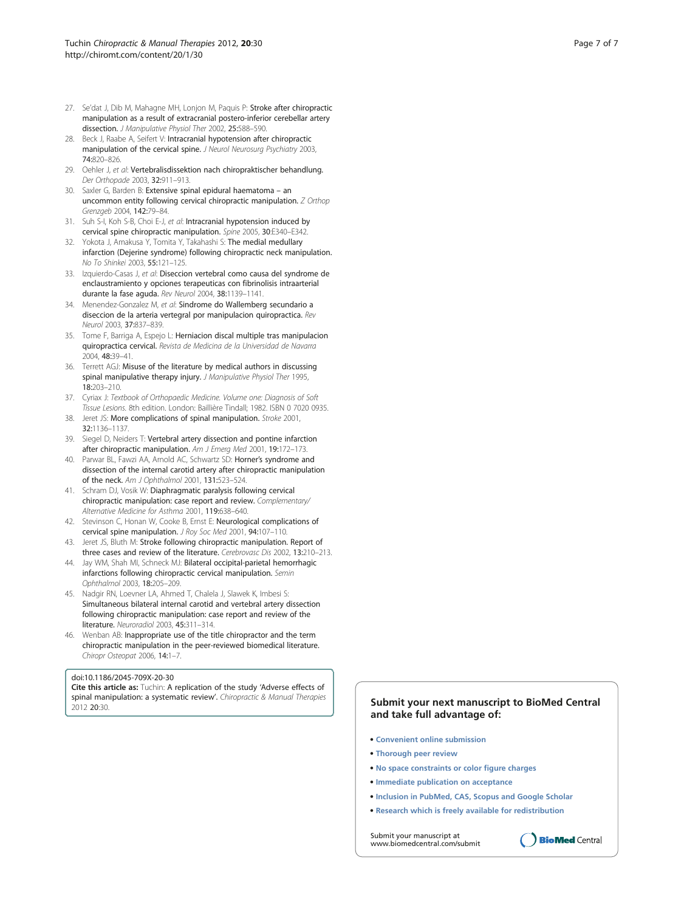27. Se'dat J, Dib M, Mahagne MH, Lonjon M, Paquis P: **Stroke after chiropractic manipulation as a result of extracranial postero-inferior cerebellar artery dissection.** *J Manipulative Physiol Ther* 2002, **25**:588–590.
28. Beck J, Raabe A, Seifert V: **Intracranial hypotension after chiropractic manipulation of the cervical spine.** *J Neurol Neurosurg Psychiatry* 2003, **74**:820–826.
29. Oehler J, *et al*: **Vertebralisdissektion nach chiropraktischer behandlung.** *Der Orthopade* 2003, **32**:911–913.
30. Saxler G, Barden B: **Extensive spinal epidural haematoma – an uncommon entity following cervical chiropractic manipulation.** *Z Orthop Grenzgeb* 2004, **142**:79–84.
31. Suh S-I, Koh S-B, Choi E-J, *et al*: **Intracranial hypotension induced by cervical spine chiropractic manipulation.** *Spine* 2005, **30**:E340–E342.
32. Yokota J, Amakusa Y, Tomita Y, Takahashi S: **The medial medullary infarction (Dejerine syndrome) following chiropractic neck manipulation.** *No To Shinkei* 2003, **55**:121–125.
33. Izquierdo-Casas J, *et al*: **Disección vertebral como causa del syndrome de enclaustramiento y opciones terapeuticas con fibrinolisis intraarterial durante la fase aguda.** *Rev Neurol* 2004, **38**:1139–1141.
34. Menendez-Gonzalez M, *et al*: **Sindrome do Wallemberg secundario a diseccion de la arteria vertegral por manipulacion quiropractica.** *Rev Neurol* 2003, **37**:837–839.
35. Tome F, Barriga A, Espejo L: **Herniacion discal multiple tras manipulacion quiropractica cervical.** *Revista de Medicina de la Universidad de Navarra* 2004, **48**:39–41.
36. Terrett AGJ: **Misuse of the literature by medical authors in discussing spinal manipulative therapy injury.** *J Manipulative Physiol Ther* 1995, **18**:203–210.
37. Cyriax J: *Textbook of Orthopaedic Medicine. Volume one: Diagnosis of Soft Tissue Lesions.* 8th edition. London: Baillière Tindall; 1982. ISBN 0 7020 0935.
38. Jeret JS: **More complications of spinal manipulation.** *Stroke* 2001, **32**:1136–1137.
39. Siegel D, Neiders T: **Vertebral artery dissection and pontine infarction after chiropractic manipulation.** *Am J Emerg Med* 2001, **19**:172–173.
40. Parwar BL, Fawzi AA, Arnold AC, Schwartz SD: **Horner's syndrome and dissection of the internal carotid artery after chiropractic manipulation of the neck.** *Am J Ophthalmol* 2001, **131**:523–524.
41. Schram DJ, Vosik W: **Diaphragmatic paralysis following cervical chiropractic manipulation: case report and review.** *Complementary/ Alternative Medicine for Asthma* 2001, **119**:638–640.
42. Stevinson C, Honan W, Cooke B, Ernst E: **Neurological complications of cervical spine manipulation.** *J Roy Soc Med* 2001, **94**:107–110.
43. Jeret JS, Bluth M: **Stroke following chiropractic manipulation. Report of three cases and review of the literature.** *Cerebrovasc Dis* 2002, **13**:210–213.
44. Jay WM, Shah MI, Schneck MJ: **Bilateral occipital-parietal hemorrhagic infarctions following chiropractic cervical manipulation.** *Semin Ophthalmol* 2003, **18**:205–209.
45. Nadgir RN, Loevner LA, Ahmed T, Chalela J, Slawek K, Imbesi S: **Simultaneous bilateral internal carotid and vertebral artery dissection following chiropractic manipulation: case report and review of the literature.** *Neuroradiol* 2003, **45**:311–314.
46. Wenban AB: **Inappropriate use of the title chiropractor and the term chiropractic manipulation in the peer-reviewed biomedical literature.** *Chiropr Osteopat* 2006, **14**:1–7.

doi:10.1186/2045-709X-20-30
**Cite this article as:** Tuchin: A replication of the study 'Adverse effects of spinal manipulation: a systematic review'. *Chiropractic & Manual Therapies* 2012 **20**:30.

**Submit your next manuscript to BioMed Central and take full advantage of:**

- **Convenient online submission**
- **Thorough peer review**
- **No space constraints or color figure charges**
- **Immediate publication on acceptance**
- **Inclusion in PubMed, CAS, Scopus and Google Scholar**
- **Research which is freely available for redistribution**

Submit your manuscript at
www.biomedcentral.com/submit

BioMed Central